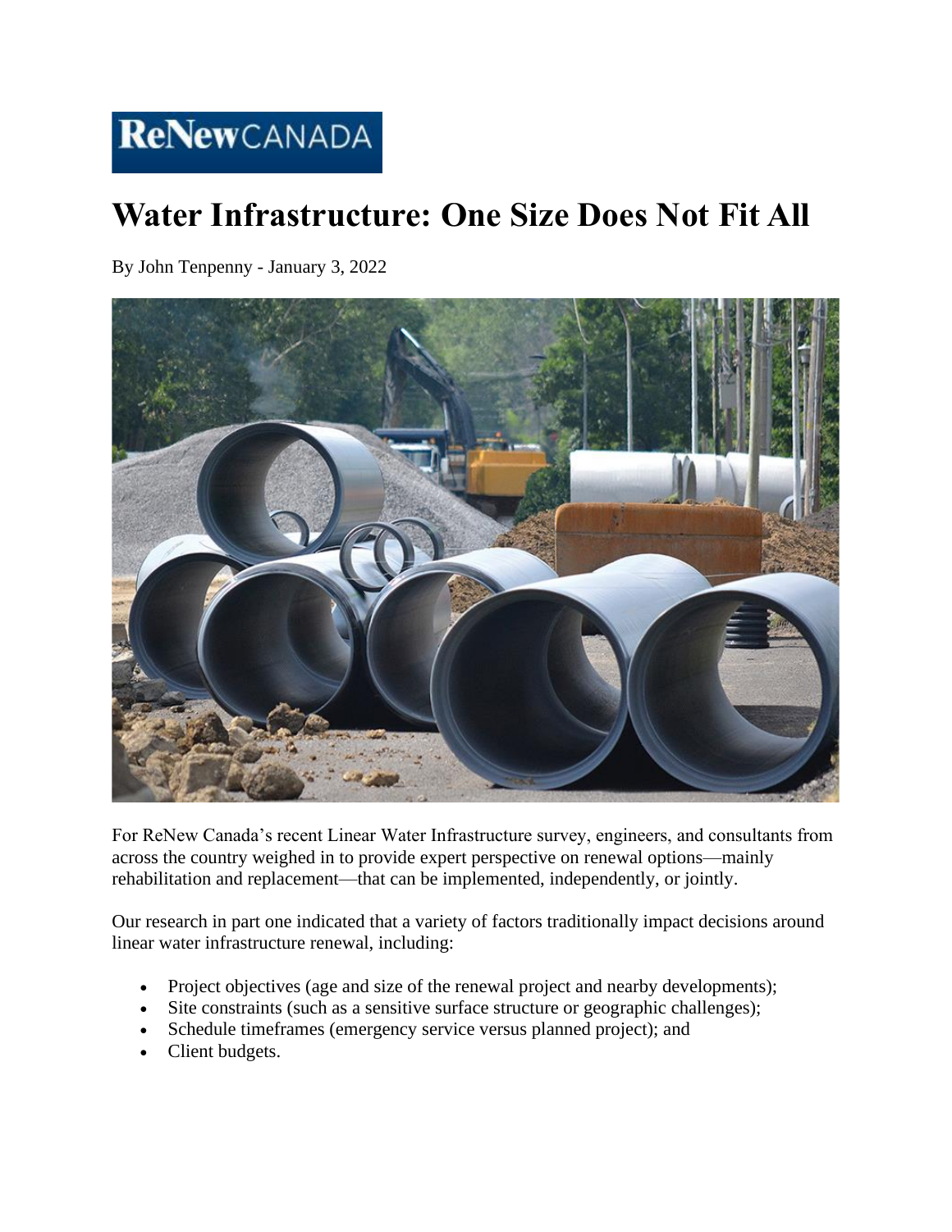ReNew CANADA

# Water Infrastructure: One Size Does Not Fit All

By John Tenpenny - January 3, 2022

For ReNew Canada's recent Linear Water Infrastructure survey, engineers, and consultants from across the country weighed in to provide expert perspective on renewal options—mainly rehabilitation and replacement—that can be implemented, independently, or jointly.

Our research in part one indicated that a variety of factors traditionally impact decisions around linear water infrastructure renewal, including:

- Project objectives (age and size of the renewal project and nearby developments);
- Site constraints (such as a sensitive surface structure or geographic challenges);
- Schedule timeframes (emergency service versus planned project); and
- Client budgets.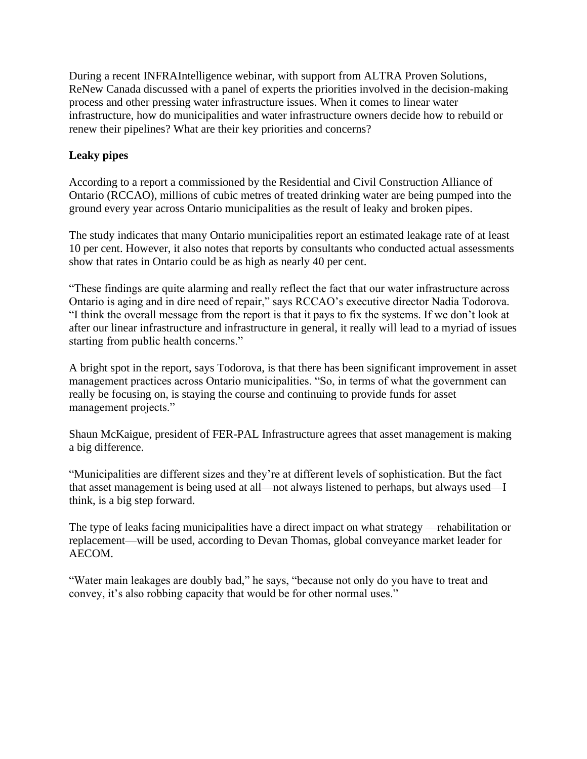During a recent INFRAIntelligence webinar, with support from ALTRA Proven Solutions, ReNew Canada discussed with a panel of experts the priorities involved in the decision-making process and other pressing water infrastructure issues. When it comes to linear water infrastructure, how do municipalities and water infrastructure owners decide how to rebuild or renew their pipelines? What are their key priorities and concerns?

**Leaky pipes**

According to a report a commissioned by the Residential and Civil Construction Alliance of Ontario (RCCAO), millions of cubic metres of treated drinking water are being pumped into the ground every year across Ontario municipalities as the result of leaky and broken pipes.

The study indicates that many Ontario municipalities report an estimated leakage rate of at least 10 per cent. However, it also notes that reports by consultants who conducted actual assessments show that rates in Ontario could be as high as nearly 40 per cent.

"These findings are quite alarming and really reflect the fact that our water infrastructure across Ontario is aging and in dire need of repair," says RCCAO's executive director Nadia Todorova. "I think the overall message from the report is that it pays to fix the systems. If we don't look at after our linear infrastructure and infrastructure in general, it really will lead to a myriad of issues starting from public health concerns."

A bright spot in the report, says Todorova, is that there has been significant improvement in asset management practices across Ontario municipalities. "So, in terms of what the government can really be focusing on, is staying the course and continuing to provide funds for asset management projects."

Shaun McKaigue, president of FER-PAL Infrastructure agrees that asset management is making a big difference.

"Municipalities are different sizes and they're at different levels of sophistication. But the fact that asset management is being used at all—not always listened to perhaps, but always used—I think, is a big step forward.

The type of leaks facing municipalities have a direct impact on what strategy —rehabilitation or replacement—will be used, according to Devan Thomas, global conveyance market leader for AECOM.

"Water main leakages are doubly bad," he says, "because not only do you have to treat and convey, it's also robbing capacity that would be for other normal uses."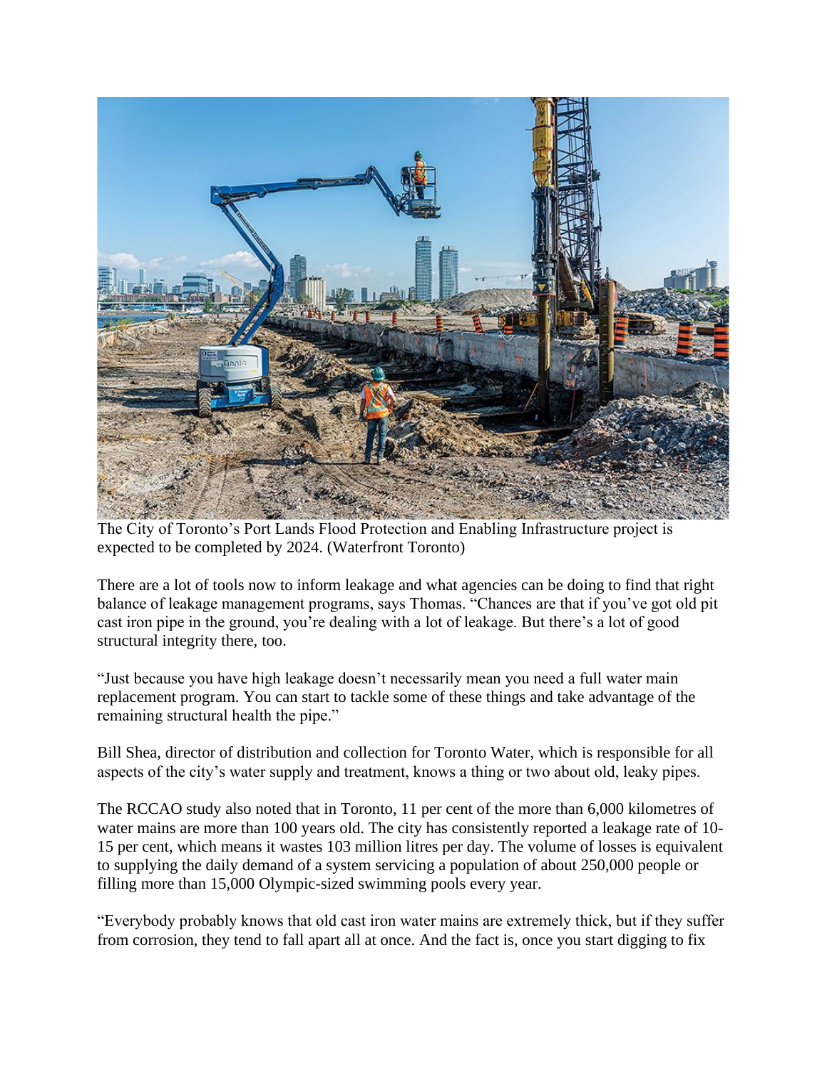The City of Toronto's Port Lands Flood Protection and Enabling Infrastructure project is expected to be completed by 2024. (Waterfront Toronto)

There are a lot of tools now to inform leakage and what agencies can be doing to find that right balance of leakage management programs, says Thomas. "Chances are that if you've got old pit cast iron pipe in the ground, you're dealing with a lot of leakage. But there's a lot of good structural integrity there, too.

"Just because you have high leakage doesn't necessarily mean you need a full water main replacement program. You can start to tackle some of these things and take advantage of the remaining structural health the pipe."

Bill Shea, director of distribution and collection for Toronto Water, which is responsible for all aspects of the city's water supply and treatment, knows a thing or two about old, leaky pipes.

The RCCAO study also noted that in Toronto, 11 per cent of the more than 6,000 kilometres of water mains are more than 100 years old. The city has consistently reported a leakage rate of 10-15 per cent, which means it wastes 103 million litres per day. The volume of losses is equivalent to supplying the daily demand of a system servicing a population of about 250,000 people or filling more than 15,000 Olympic-sized swimming pools every year.

"Everybody probably knows that old cast iron water mains are extremely thick, but if they suffer from corrosion, they tend to fall apart all at once. And the fact is, once you start digging to fix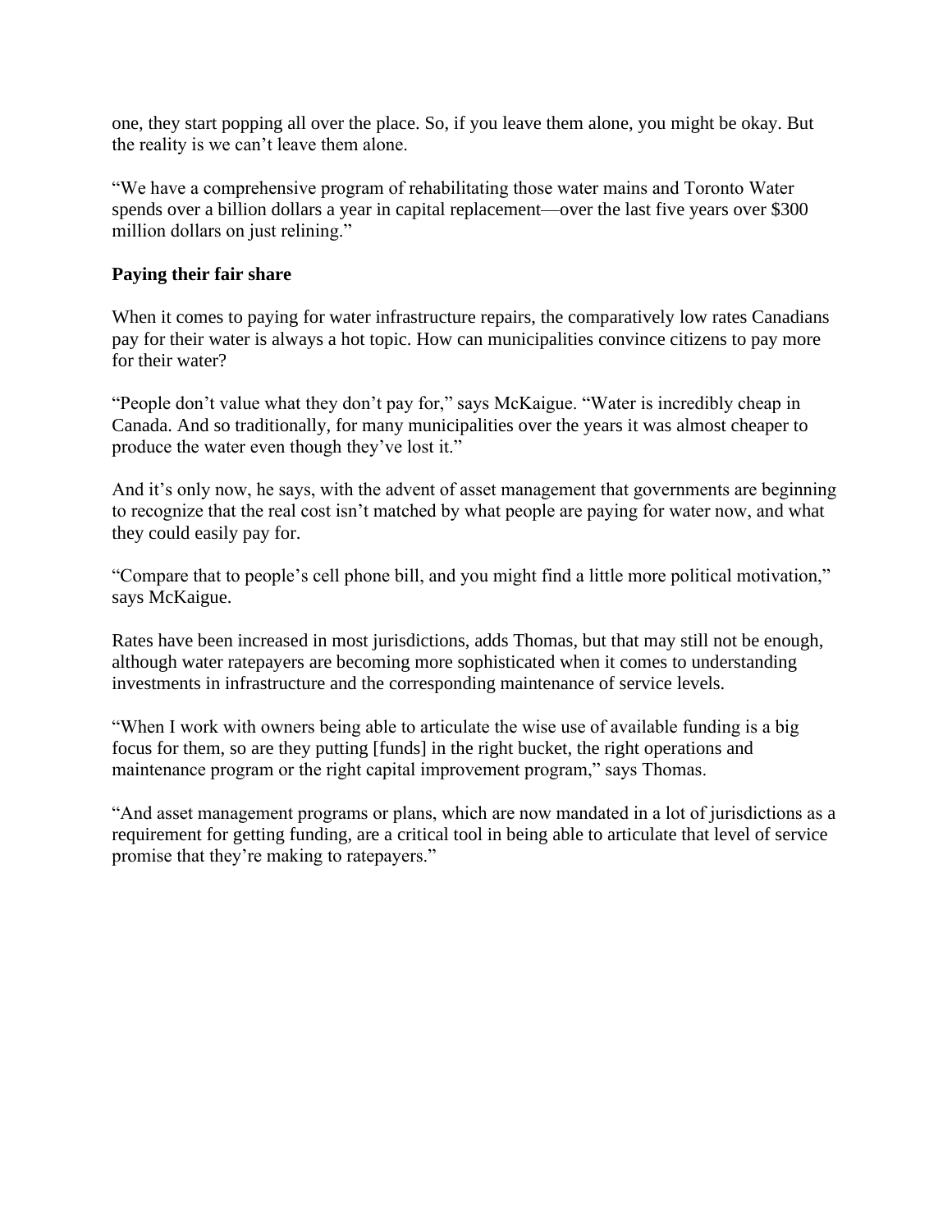one, they start popping all over the place. So, if you leave them alone, you might be okay. But the reality is we can't leave them alone.

"We have a comprehensive program of rehabilitating those water mains and Toronto Water spends over a billion dollars a year in capital replacement—over the last five years over $300 million dollars on just relining."

**Paying their fair share**

When it comes to paying for water infrastructure repairs, the comparatively low rates Canadians pay for their water is always a hot topic. How can municipalities convince citizens to pay more for their water?

"People don't value what they don't pay for," says McKaigue. "Water is incredibly cheap in Canada. And so traditionally, for many municipalities over the years it was almost cheaper to produce the water even though they've lost it."

And it's only now, he says, with the advent of asset management that governments are beginning to recognize that the real cost isn't matched by what people are paying for water now, and what they could easily pay for.

"Compare that to people's cell phone bill, and you might find a little more political motivation," says McKaigue.

Rates have been increased in most jurisdictions, adds Thomas, but that may still not be enough, although water ratepayers are becoming more sophisticated when it comes to understanding investments in infrastructure and the corresponding maintenance of service levels.

"When I work with owners being able to articulate the wise use of available funding is a big focus for them, so are they putting [funds] in the right bucket, the right operations and maintenance program or the right capital improvement program," says Thomas.

"And asset management programs or plans, which are now mandated in a lot of jurisdictions as a requirement for getting funding, are a critical tool in being able to articulate that level of service promise that they're making to ratepayers."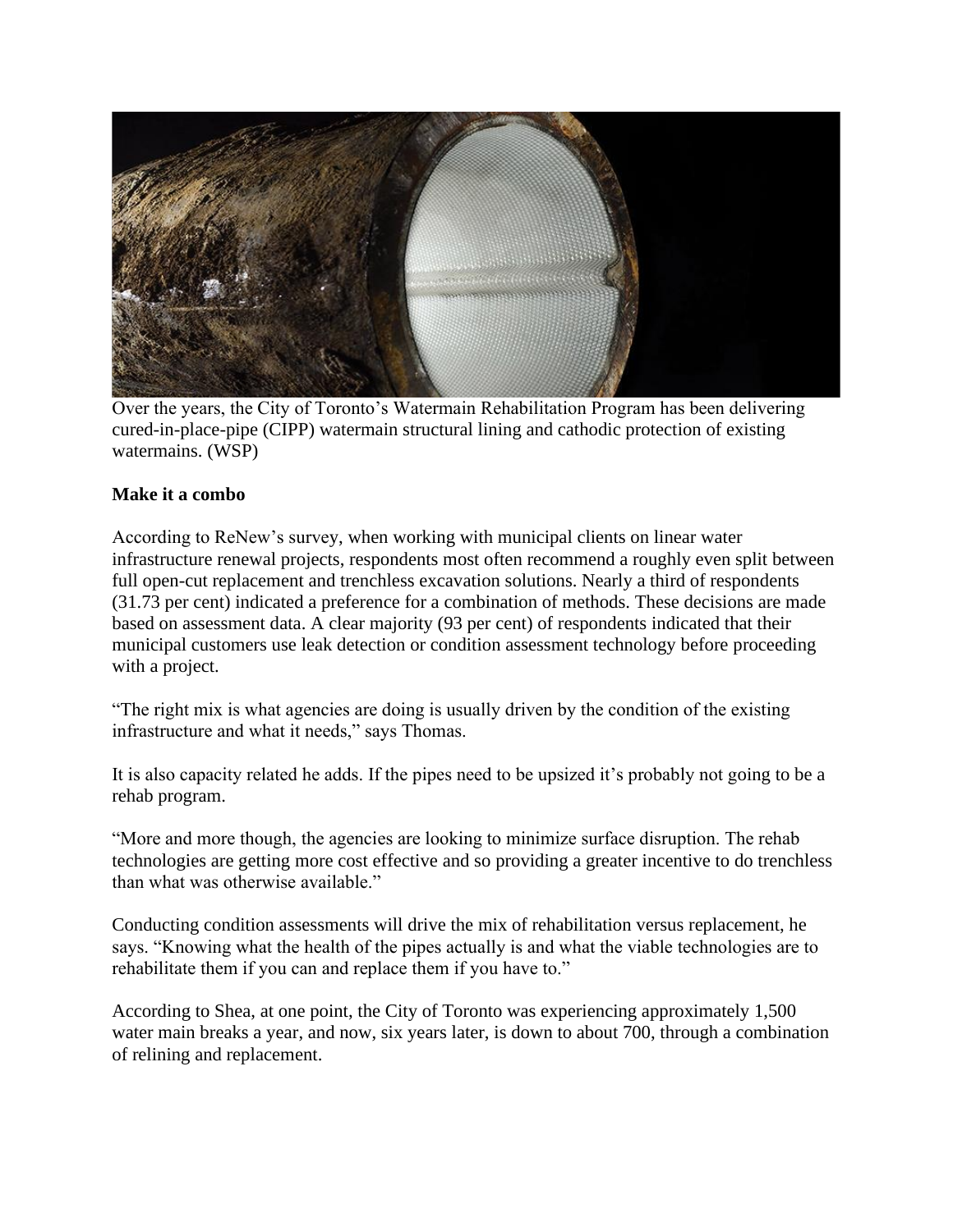Over the years, the City of Toronto's Watermain Rehabilitation Program has been delivering cured-in-place-pipe (CIPP) watermain structural lining and cathodic protection of existing watermains. (WSP)

**Make it a combo**

According to ReNew's survey, when working with municipal clients on linear water infrastructure renewal projects, respondents most often recommend a roughly even split between full open-cut replacement and trenchless excavation solutions. Nearly a third of respondents (31.73 per cent) indicated a preference for a combination of methods. These decisions are made based on assessment data. A clear majority (93 per cent) of respondents indicated that their municipal customers use leak detection or condition assessment technology before proceeding with a project.

"The right mix is what agencies are doing is usually driven by the condition of the existing infrastructure and what it needs," says Thomas.

It is also capacity related he adds. If the pipes need to be upsized it's probably not going to be a rehab program.

"More and more though, the agencies are looking to minimize surface disruption. The rehab technologies are getting more cost effective and so providing a greater incentive to do trenchless than what was otherwise available."

Conducting condition assessments will drive the mix of rehabilitation versus replacement, he says. "Knowing what the health of the pipes actually is and what the viable technologies are to rehabilitate them if you can and replace them if you have to."

According to Shea, at one point, the City of Toronto was experiencing approximately 1,500 water main breaks a year, and now, six years later, is down to about 700, through a combination of relining and replacement.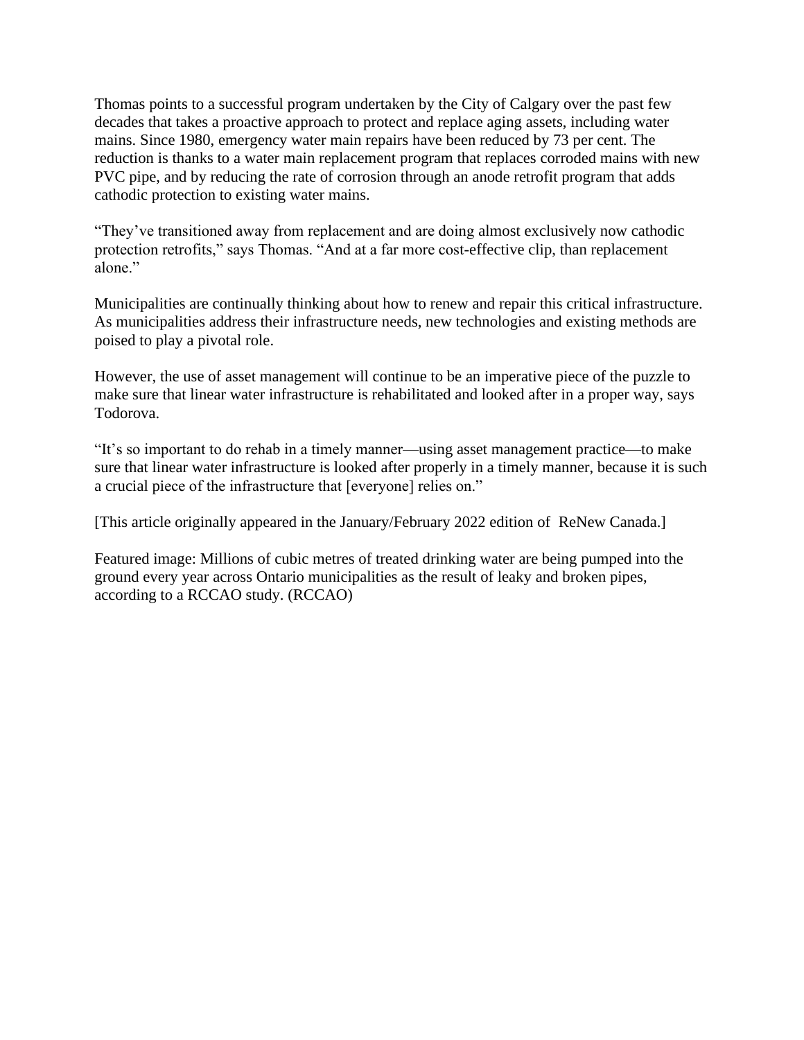Thomas points to a successful program undertaken by the City of Calgary over the past few decades that takes a proactive approach to protect and replace aging assets, including water mains. Since 1980, emergency water main repairs have been reduced by 73 per cent. The reduction is thanks to a water main replacement program that replaces corroded mains with new PVC pipe, and by reducing the rate of corrosion through an anode retrofit program that adds cathodic protection to existing water mains.

"They've transitioned away from replacement and are doing almost exclusively now cathodic protection retrofits," says Thomas. "And at a far more cost-effective clip, than replacement alone."

Municipalities are continually thinking about how to renew and repair this critical infrastructure. As municipalities address their infrastructure needs, new technologies and existing methods are poised to play a pivotal role.

However, the use of asset management will continue to be an imperative piece of the puzzle to make sure that linear water infrastructure is rehabilitated and looked after in a proper way, says Todorova.

"It's so important to do rehab in a timely manner—using asset management practice—to make sure that linear water infrastructure is looked after properly in a timely manner, because it is such a crucial piece of the infrastructure that [everyone] relies on."

[This article originally appeared in the January/February 2022 edition of ReNew Canada.]

Featured image: Millions of cubic metres of treated drinking water are being pumped into the ground every year across Ontario municipalities as the result of leaky and broken pipes, according to a RCCAO study. (RCCAO)